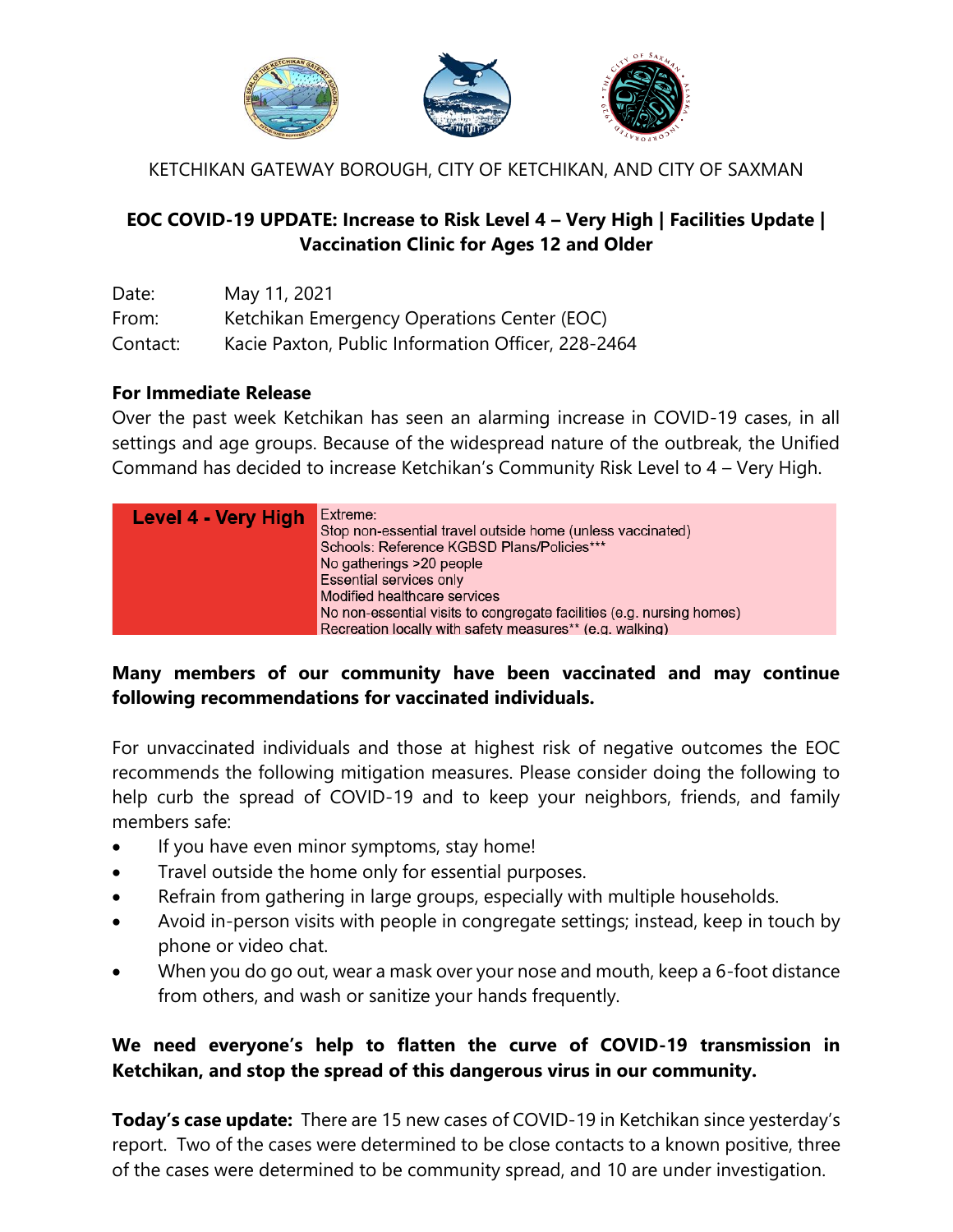KETCHIKAN GATEWAY BOROUGH, CITY OF KETCHIKAN, AND CITY OF SAXMAN

## EOC COVID-19 UPDATE: Increase to Risk Level 4 – Very High | Facilities Update | Vaccination Clinic for Ages 12 and Older

Date: May 11, 2021
From: Ketchikan Emergency Operations Center (EOC)
Contact: Kacie Paxton, Public Information Officer, 228-2464

**For Immediate Release**

Over the past week Ketchikan has seen an alarming increase in COVID-19 cases, in all settings and age groups. Because of the widespread nature of the outbreak, the Unified Command has decided to increase Ketchikan's Community Risk Level to 4 – Very High.

| Level 4 - Very High | Extreme:<br>Stop non-essential travel outside home (unless vaccinated)<br>Schools: Reference KGBSD Plans/Policies***<br>No gatherings >20 people<br>Essential services only<br>Modified healthcare services<br>No non-essential visits to congregate facilities (e.g. nursing homes)<br>Recreation locally with safety measures** (e.g. walking) |
|---|---|

**Many members of our community have been vaccinated and may continue following recommendations for vaccinated individuals.**

For unvaccinated individuals and those at highest risk of negative outcomes the EOC recommends the following mitigation measures. Please consider doing the following to help curb the spread of COVID-19 and to keep your neighbors, friends, and family members safe:

- If you have even minor symptoms, stay home!
- Travel outside the home only for essential purposes.
- Refrain from gathering in large groups, especially with multiple households.
- Avoid in-person visits with people in congregate settings; instead, keep in touch by phone or video chat.
- When you do go out, wear a mask over your nose and mouth, keep a 6-foot distance from others, and wash or sanitize your hands frequently.

**We need everyone's help to flatten the curve of COVID-19 transmission in Ketchikan, and stop the spread of this dangerous virus in our community.**

**Today's case update:** There are 15 new cases of COVID-19 in Ketchikan since yesterday's report. Two of the cases were determined to be close contacts to a known positive, three of the cases were determined to be community spread, and 10 are under investigation.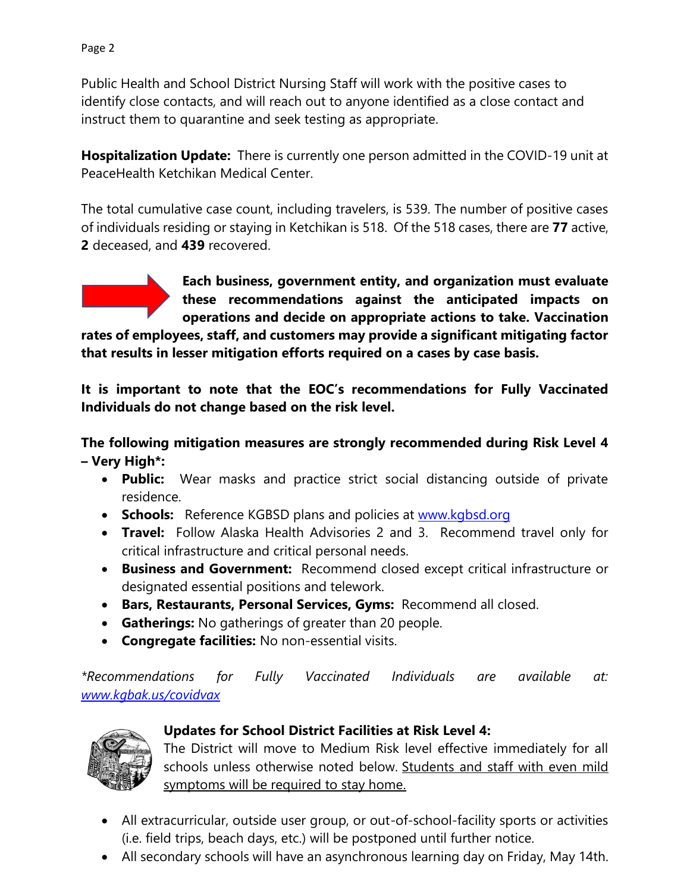Public Health and School District Nursing Staff will work with the positive cases to identify close contacts, and will reach out to anyone identified as a close contact and instruct them to quarantine and seek testing as appropriate.

**Hospitalization Update:** There is currently one person admitted in the COVID-19 unit at PeaceHealth Ketchikan Medical Center.

The total cumulative case count, including travelers, is 539. The number of positive cases of individuals residing or staying in Ketchikan is 518. Of the 518 cases, there are **77** active, **2** deceased, and **439** recovered.

**Each business, government entity, and organization must evaluate these recommendations against the anticipated impacts on operations and decide on appropriate actions to take. Vaccination rates of employees, staff, and customers may provide a significant mitigating factor that results in lesser mitigation efforts required on a cases by case basis.**

**It is important to note that the EOC's recommendations for Fully Vaccinated Individuals do not change based on the risk level.**

**The following mitigation measures are strongly recommended during Risk Level 4 – Very High*:**

- **Public:** Wear masks and practice strict social distancing outside of private residence.
- **Schools:** Reference KGBSD plans and policies at www.kgbsd.org
- **Travel:** Follow Alaska Health Advisories 2 and 3. Recommend travel only for critical infrastructure and critical personal needs.
- **Business and Government:** Recommend closed except critical infrastructure or designated essential positions and telework.
- **Bars, Restaurants, Personal Services, Gyms:** Recommend all closed.
- **Gatherings:** No gatherings of greater than 20 people.
- **Congregate facilities:** No non-essential visits.

*\*Recommendations for Fully Vaccinated Individuals are available at: www.kgbak.us/covidvax*

**Updates for School District Facilities at Risk Level 4:**

The District will move to Medium Risk level effective immediately for all schools unless otherwise noted below. Students and staff with even mild symptoms will be required to stay home.

- All extracurricular, outside user group, or out-of-school-facility sports or activities (i.e. field trips, beach days, etc.) will be postponed until further notice.
- All secondary schools will have an asynchronous learning day on Friday, May 14th.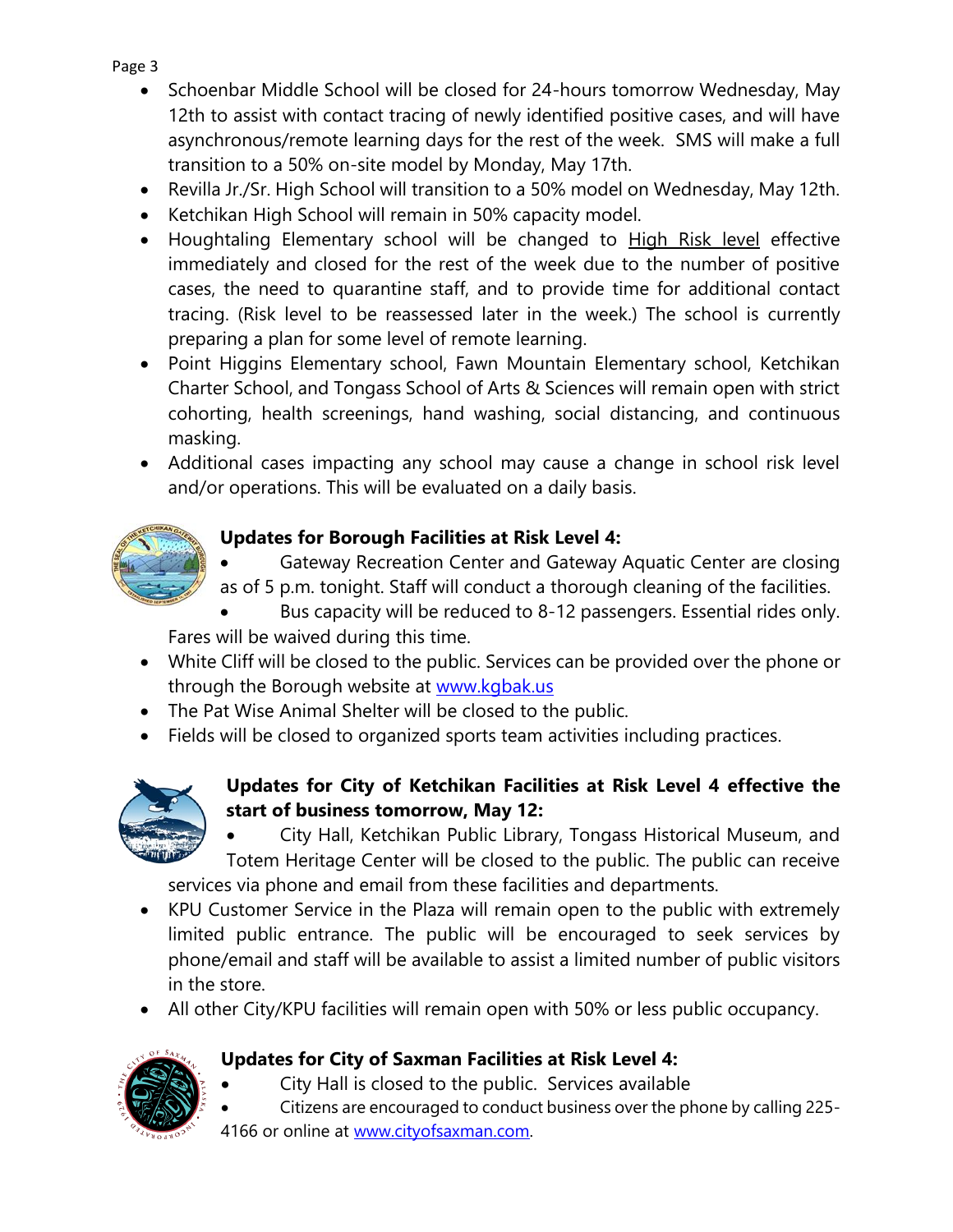- Schoenbar Middle School will be closed for 24-hours tomorrow Wednesday, May 12th to assist with contact tracing of newly identified positive cases, and will have asynchronous/remote learning days for the rest of the week. SMS will make a full transition to a 50% on-site model by Monday, May 17th.
- Revilla Jr./Sr. High School will transition to a 50% model on Wednesday, May 12th.
- Ketchikan High School will remain in 50% capacity model.
- Houghtaling Elementary school will be changed to High Risk level effective immediately and closed for the rest of the week due to the number of positive cases, the need to quarantine staff, and to provide time for additional contact tracing. (Risk level to be reassessed later in the week.) The school is currently preparing a plan for some level of remote learning.
- Point Higgins Elementary school, Fawn Mountain Elementary school, Ketchikan Charter School, and Tongass School of Arts & Sciences will remain open with strict cohorting, health screenings, hand washing, social distancing, and continuous masking.
- Additional cases impacting any school may cause a change in school risk level and/or operations. This will be evaluated on a daily basis.

**Updates for Borough Facilities at Risk Level 4:**

- Gateway Recreation Center and Gateway Aquatic Center are closing as of 5 p.m. tonight. Staff will conduct a thorough cleaning of the facilities.
- Bus capacity will be reduced to 8-12 passengers. Essential rides only. Fares will be waived during this time.
- White Cliff will be closed to the public. Services can be provided over the phone or through the Borough website at www.kgbak.us
- The Pat Wise Animal Shelter will be closed to the public.
- Fields will be closed to organized sports team activities including practices.

**Updates for City of Ketchikan Facilities at Risk Level 4 effective the start of business tomorrow, May 12:**

- City Hall, Ketchikan Public Library, Tongass Historical Museum, and Totem Heritage Center will be closed to the public. The public can receive services via phone and email from these facilities and departments.
- KPU Customer Service in the Plaza will remain open to the public with extremely limited public entrance. The public will be encouraged to seek services by phone/email and staff will be available to assist a limited number of public visitors in the store.
- All other City/KPU facilities will remain open with 50% or less public occupancy.

**Updates for City of Saxman Facilities at Risk Level 4:**

- City Hall is closed to the public. Services available
- Citizens are encouraged to conduct business over the phone by calling 225-4166 or online at www.cityofsaxman.com.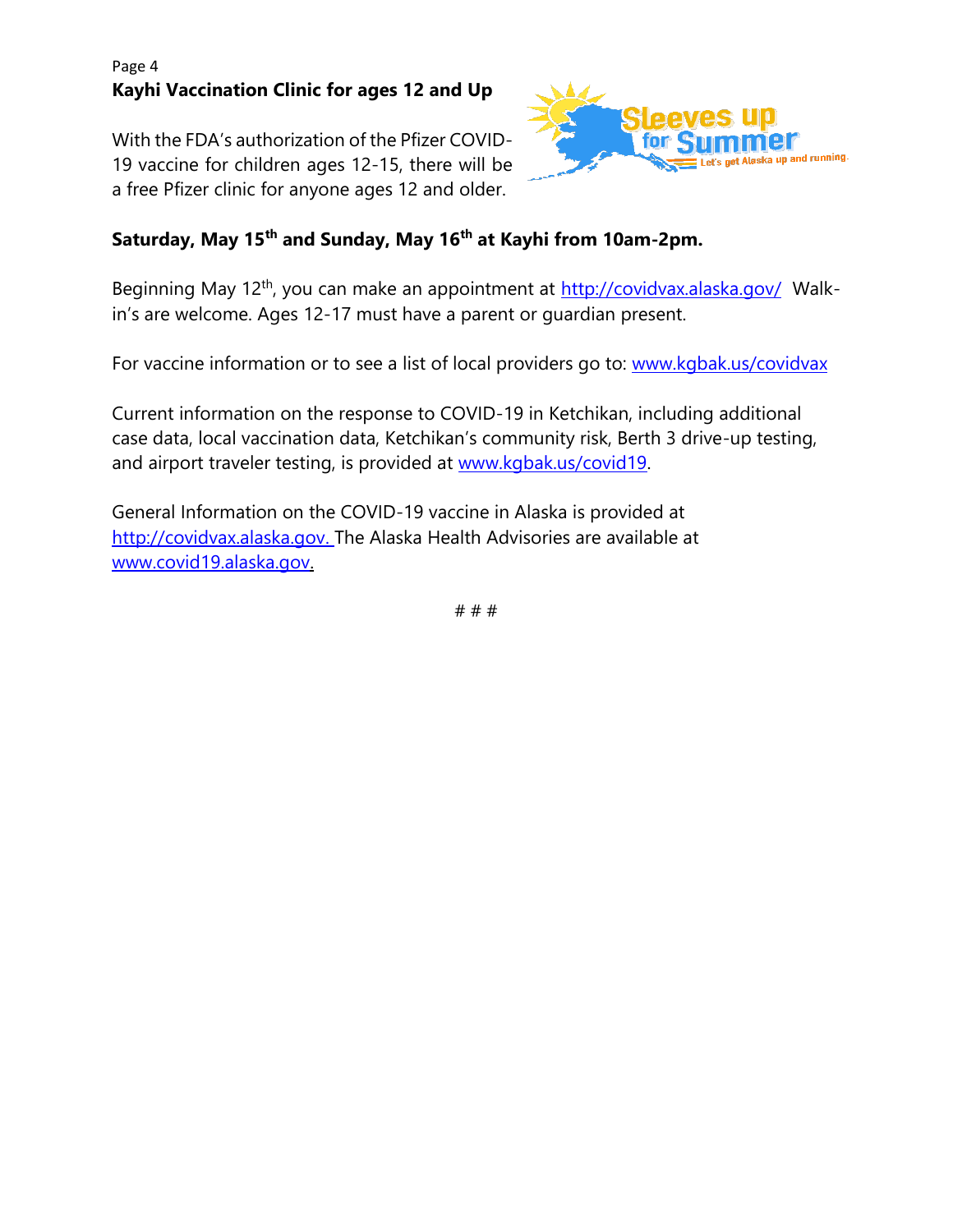## Kayhi Vaccination Clinic for ages 12 and Up

With the FDA's authorization of the Pfizer COVID-19 vaccine for children ages 12-15, there will be a free Pfizer clinic for anyone ages 12 and older.

**Saturday, May 15th and Sunday, May 16th at Kayhi from 10am-2pm.**

Beginning May 12th, you can make an appointment at http://covidvax.alaska.gov/ Walk-in's are welcome. Ages 12-17 must have a parent or guardian present.

For vaccine information or to see a list of local providers go to: www.kgbak.us/covidvax

Current information on the response to COVID-19 in Ketchikan, including additional case data, local vaccination data, Ketchikan's community risk, Berth 3 drive-up testing, and airport traveler testing, is provided at www.kgbak.us/covid19.

General Information on the COVID-19 vaccine in Alaska is provided at http://covidvax.alaska.gov. The Alaska Health Advisories are available at www.covid19.alaska.gov.

# # #